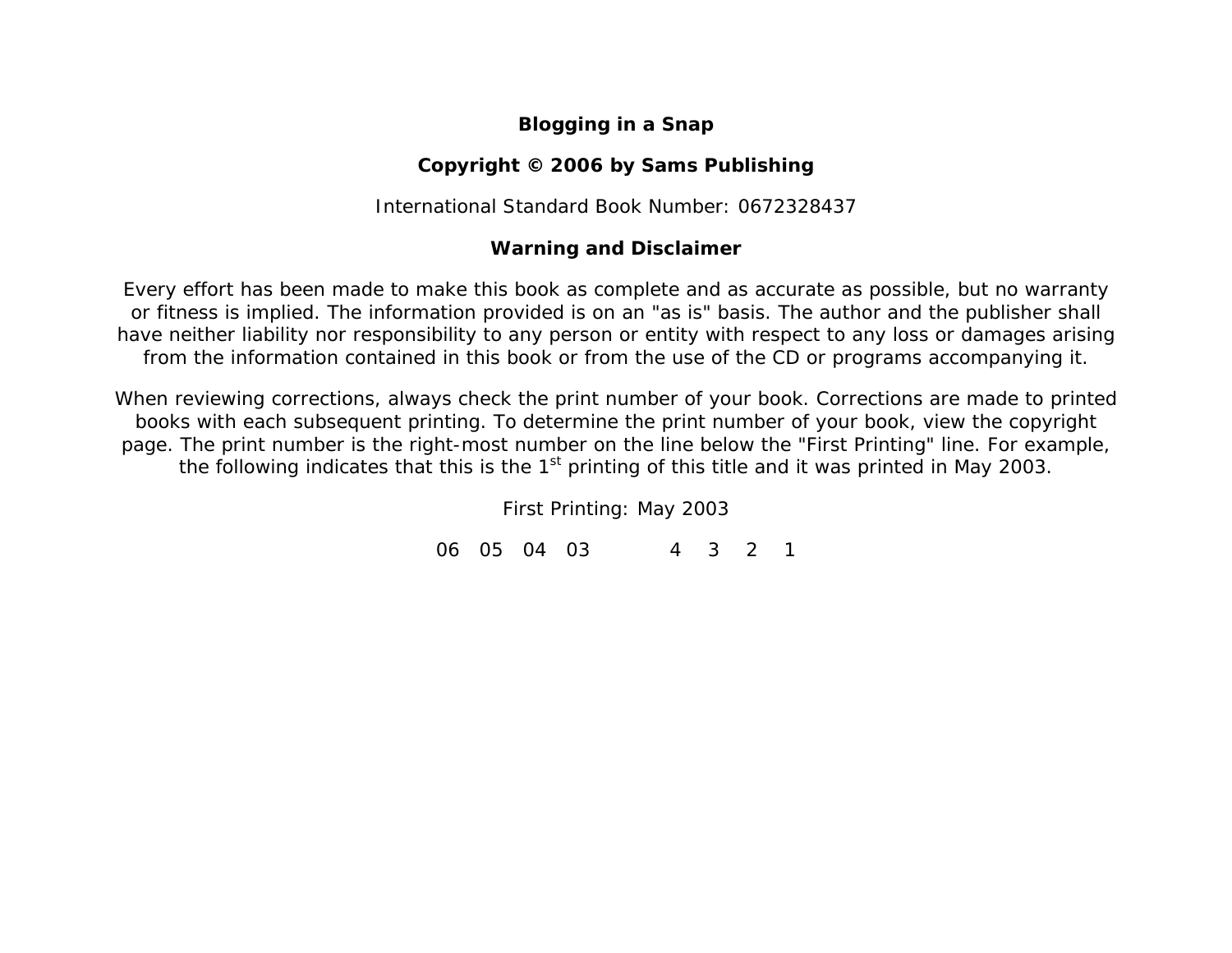**Blogging in a Snap**

**Copyright © 2006 by Sams Publishing**

International Standard Book Number: 0672328437

**Warning and Disclaimer**

Every effort has been made to make this book as complete and as accurate as possible, but no warranty or fitness is implied. The information provided is on an "as is" basis. The author and the publisher shall have neither liability nor responsibility to any person or entity with respect to any loss or damages arising from the information contained in this book or from the use of the CD or programs accompanying it.

When reviewing corrections, always check the print number of your book. Corrections are made to printed books with each subsequent printing. To determine the print number of your book, view the copyright page. The print number is the right-most number on the line below the "First Printing" line. For example, the following indicates that this is the 1st printing of this title and it was printed in May 2003.

First Printing: May 2003

06 05 04 03 4 3 2 1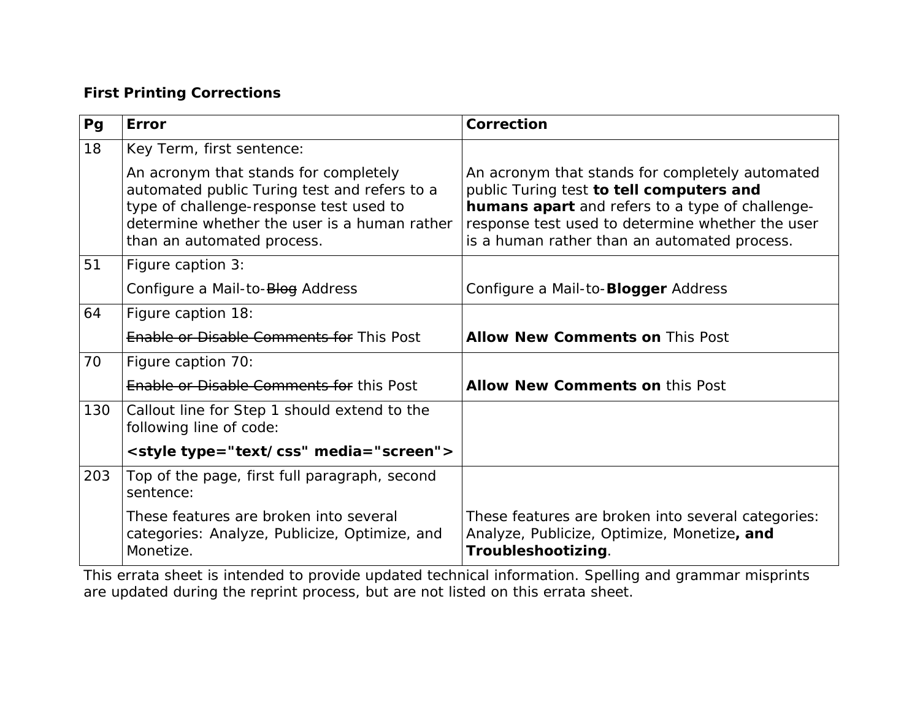**First Printing Corrections**

| Pg | Error | Correction |
|---|---|---|
| 18 | Key Term, first sentence:<br><br>An acronym that stands for completely automated public Turing test and refers to a type of challenge-response test used to determine whether the user is a human rather than an automated process. | An acronym that stands for completely automated public Turing test **to tell computers and humans apart** and refers to a type of challenge-response test used to determine whether the user is a human rather than an automated process. |
| 51 | Figure caption 3:<br><br>Configure a Mail-to-~~Blog~~ Address | Configure a Mail-to-**Blogger** Address |
| 64 | Figure caption 18:<br><br>~~Enable or Disable Comments for~~ This Post | **Allow New Comments on** This Post |
| 70 | Figure caption 70:<br><br>~~Enable or Disable Comments for~~ this Post | **Allow New Comments on** this Post |
| 130 | Callout line for Step 1 should extend to the following line of code:<br><br>**<style type="text/css" media="screen">** | |
| 203 | Top of the page, first full paragraph, second sentence:<br><br>These features are broken into several categories: Analyze, Publicize, Optimize, and Monetize. | These features are broken into several categories: Analyze, Publicize, Optimize, Monetize**, and Troubleshootizing**. |

This errata sheet is intended to provide updated technical information. Spelling and grammar misprints are updated during the reprint process, but are not listed on this errata sheet.